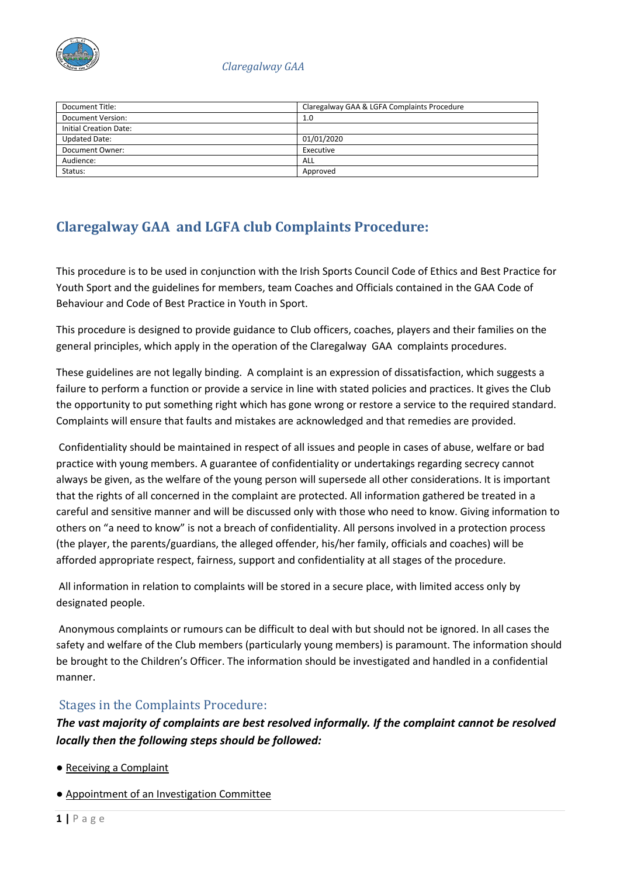| Document Title: | Claregalway GAA & LGFA Complaints Procedure |
|---|---|
| Document Version: | 1.0 |
| Initial Creation Date: | |
| Updated Date: | 01/01/2020 |
| Document Owner: | Executive |
| Audience: | ALL |
| Status: | Approved |

## Claregalway GAA and LGFA club Complaints Procedure:

This procedure is to be used in conjunction with the Irish Sports Council Code of Ethics and Best Practice for Youth Sport and the guidelines for members, team Coaches and Officials contained in the GAA Code of Behaviour and Code of Best Practice in Youth in Sport.

This procedure is designed to provide guidance to Club officers, coaches, players and their families on the general principles, which apply in the operation of the Claregalway GAA complaints procedures.

These guidelines are not legally binding. A complaint is an expression of dissatisfaction, which suggests a failure to perform a function or provide a service in line with stated policies and practices. It gives the Club the opportunity to put something right which has gone wrong or restore a service to the required standard. Complaints will ensure that faults and mistakes are acknowledged and that remedies are provided.

Confidentiality should be maintained in respect of all issues and people in cases of abuse, welfare or bad practice with young members. A guarantee of confidentiality or undertakings regarding secrecy cannot always be given, as the welfare of the young person will supersede all other considerations. It is important that the rights of all concerned in the complaint are protected. All information gathered be treated in a careful and sensitive manner and will be discussed only with those who need to know. Giving information to others on "a need to know" is not a breach of confidentiality. All persons involved in a protection process (the player, the parents/guardians, the alleged offender, his/her family, officials and coaches) will be afforded appropriate respect, fairness, support and confidentiality at all stages of the procedure.

All information in relation to complaints will be stored in a secure place, with limited access only by designated people.

Anonymous complaints or rumours can be difficult to deal with but should not be ignored. In all cases the safety and welfare of the Club members (particularly young members) is paramount. The information should be brought to the Children's Officer. The information should be investigated and handled in a confidential manner.

### Stages in the Complaints Procedure:

***The vast majority of complaints are best resolved informally. If the complaint cannot be resolved locally then the following steps should be followed:***

- Receiving a Complaint
- Appointment of an Investigation Committee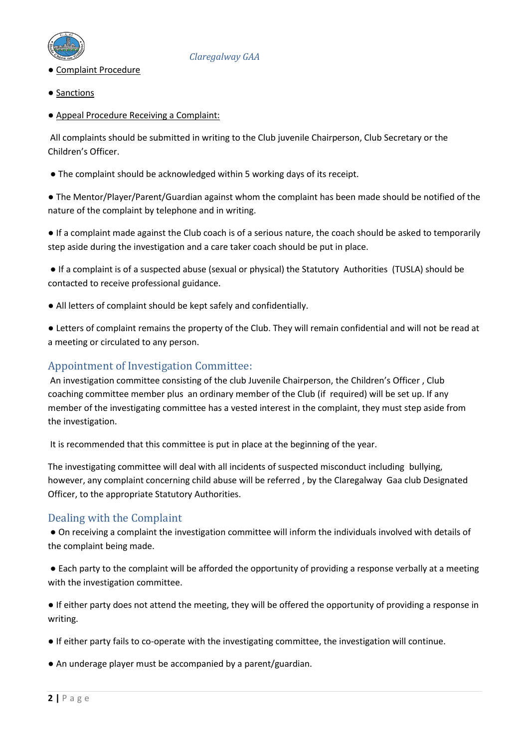- Complaint Procedure
- Sanctions
- Appeal Procedure Receiving a Complaint:

All complaints should be submitted in writing to the Club juvenile Chairperson, Club Secretary or the Children's Officer.

- The complaint should be acknowledged within 5 working days of its receipt.
- The Mentor/Player/Parent/Guardian against whom the complaint has been made should be notified of the nature of the complaint by telephone and in writing.
- If a complaint made against the Club coach is of a serious nature, the coach should be asked to temporarily step aside during the investigation and a care taker coach should be put in place.
- If a complaint is of a suspected abuse (sexual or physical) the Statutory Authorities (TUSLA) should be contacted to receive professional guidance.
- All letters of complaint should be kept safely and confidentially.
- Letters of complaint remains the property of the Club. They will remain confidential and will not be read at a meeting or circulated to any person.

## Appointment of Investigation Committee:

An investigation committee consisting of the club Juvenile Chairperson, the Children's Officer , Club coaching committee member plus an ordinary member of the Club (if required) will be set up. If any member of the investigating committee has a vested interest in the complaint, they must step aside from the investigation.

It is recommended that this committee is put in place at the beginning of the year.

The investigating committee will deal with all incidents of suspected misconduct including bullying, however, any complaint concerning child abuse will be referred , by the Claregalway Gaa club Designated Officer, to the appropriate Statutory Authorities.

## Dealing with the Complaint

- On receiving a complaint the investigation committee will inform the individuals involved with details of the complaint being made.
- Each party to the complaint will be afforded the opportunity of providing a response verbally at a meeting with the investigation committee.
- If either party does not attend the meeting, they will be offered the opportunity of providing a response in writing.
- If either party fails to co-operate with the investigating committee, the investigation will continue.
- An underage player must be accompanied by a parent/guardian.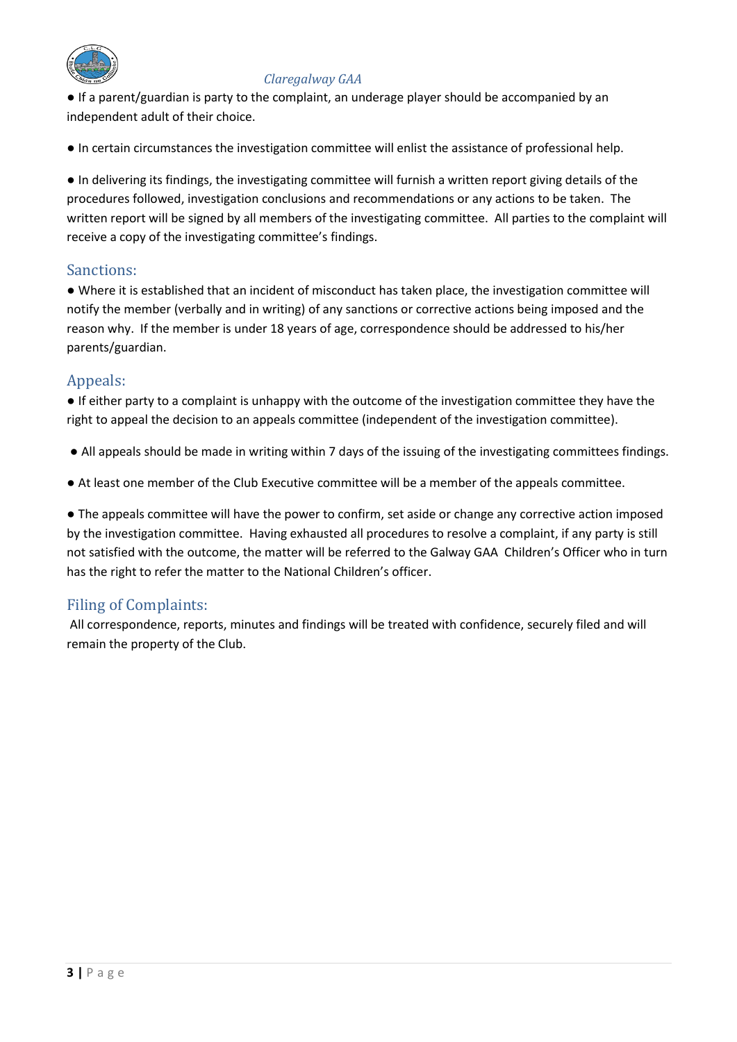- If a parent/guardian is party to the complaint, an underage player should be accompanied by an independent adult of their choice.

- In certain circumstances the investigation committee will enlist the assistance of professional help.

- In delivering its findings, the investigating committee will furnish a written report giving details of the procedures followed, investigation conclusions and recommendations or any actions to be taken. The written report will be signed by all members of the investigating committee. All parties to the complaint will receive a copy of the investigating committee's findings.

## Sanctions:

- Where it is established that an incident of misconduct has taken place, the investigation committee will notify the member (verbally and in writing) of any sanctions or corrective actions being imposed and the reason why. If the member is under 18 years of age, correspondence should be addressed to his/her parents/guardian.

## Appeals:

- If either party to a complaint is unhappy with the outcome of the investigation committee they have the right to appeal the decision to an appeals committee (independent of the investigation committee).

- All appeals should be made in writing within 7 days of the issuing of the investigating committees findings.

- At least one member of the Club Executive committee will be a member of the appeals committee.

- The appeals committee will have the power to confirm, set aside or change any corrective action imposed by the investigation committee. Having exhausted all procedures to resolve a complaint, if any party is still not satisfied with the outcome, the matter will be referred to the Galway GAA Children's Officer who in turn has the right to refer the matter to the National Children's officer.

## Filing of Complaints:

All correspondence, reports, minutes and findings will be treated with confidence, securely filed and will remain the property of the Club.